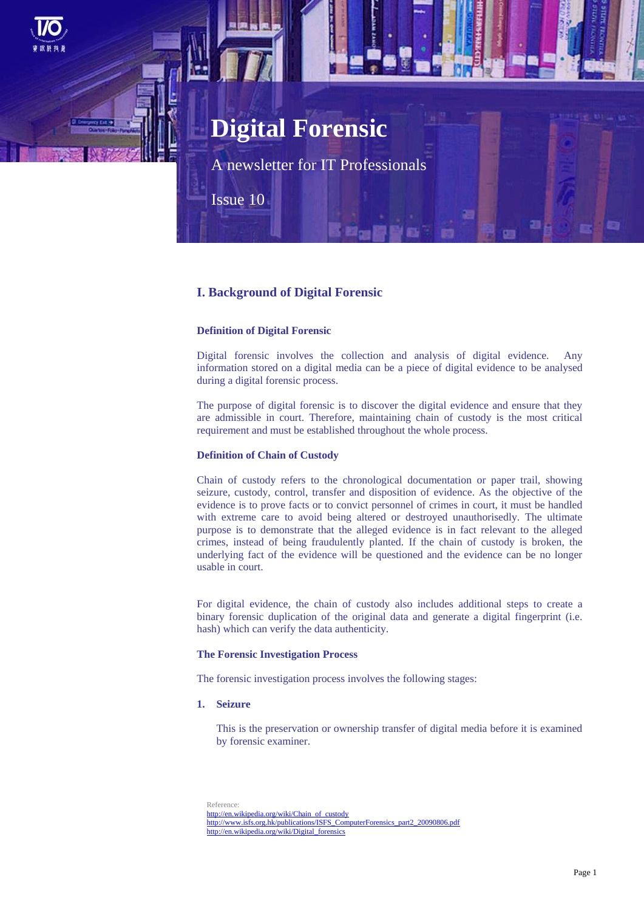# Digital Forensic

A newsletter for IT Professionals

Issue 10

## I. Background of Digital Forensic

### Definition of Digital Forensic

Digital forensic involves the collection and analysis of digital evidence. Any information stored on a digital media can be a piece of digital evidence to be analysed during a digital forensic process.

The purpose of digital forensic is to discover the digital evidence and ensure that they are admissible in court. Therefore, maintaining chain of custody is the most critical requirement and must be established throughout the whole process.

### Definition of Chain of Custody

Chain of custody refers to the chronological documentation or paper trail, showing seizure, custody, control, transfer and disposition of evidence. As the objective of the evidence is to prove facts or to convict personnel of crimes in court, it must be handled with extreme care to avoid being altered or destroyed unauthorisedly. The ultimate purpose is to demonstrate that the alleged evidence is in fact relevant to the alleged crimes, instead of being fraudulently planted. If the chain of custody is broken, the underlying fact of the evidence will be questioned and the evidence can be no longer usable in court.

For digital evidence, the chain of custody also includes additional steps to create a binary forensic duplication of the original data and generate a digital fingerprint (i.e. hash) which can verify the data authenticity.

### The Forensic Investigation Process

The forensic investigation process involves the following stages:

1. **Seizure**

   This is the preservation or ownership transfer of digital media before it is examined by forensic examiner.

Reference:
http://en.wikipedia.org/wiki/Chain_of_custody
http://www.isfs.org.hk/publications/ISFS_ComputerForensics_part2_20090806.pdf
http://en.wikipedia.org/wiki/Digital_forensics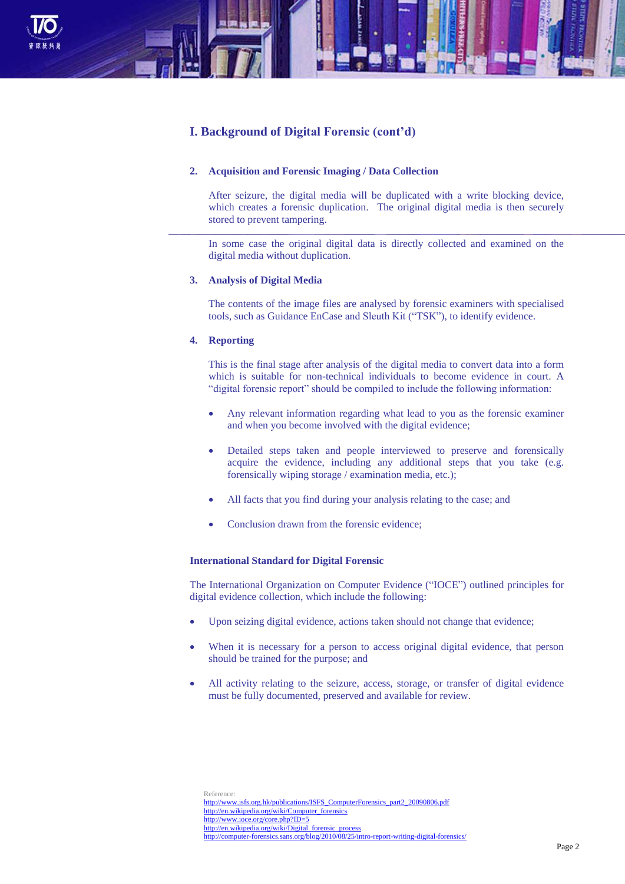## I. Background of Digital Forensic (cont'd)

### 2. Acquisition and Forensic Imaging / Data Collection

After seizure, the digital media will be duplicated with a write blocking device, which creates a forensic duplication. The original digital media is then securely stored to prevent tampering.

In some case the original digital data is directly collected and examined on the digital media without duplication.

### 3. Analysis of Digital Media

The contents of the image files are analysed by forensic examiners with specialised tools, such as Guidance EnCase and Sleuth Kit ("TSK"), to identify evidence.

### 4. Reporting

This is the final stage after analysis of the digital media to convert data into a form which is suitable for non-technical individuals to become evidence in court. A "digital forensic report" should be compiled to include the following information:

- Any relevant information regarding what lead to you as the forensic examiner and when you become involved with the digital evidence;
- Detailed steps taken and people interviewed to preserve and forensically acquire the evidence, including any additional steps that you take (e.g. forensically wiping storage / examination media, etc.);
- All facts that you find during your analysis relating to the case; and
- Conclusion drawn from the forensic evidence;

### International Standard for Digital Forensic

The International Organization on Computer Evidence ("IOCE") outlined principles for digital evidence collection, which include the following:

- Upon seizing digital evidence, actions taken should not change that evidence;
- When it is necessary for a person to access original digital evidence, that person should be trained for the purpose; and
- All activity relating to the seizure, access, storage, or transfer of digital evidence must be fully documented, preserved and available for review.

Reference:
http://www.isfs.org.hk/publications/ISFS_ComputerForensics_part2_20090806.pdf
http://en.wikipedia.org/wiki/Computer_forensics
http://www.ioce.org/core.php?ID=5
http://en.wikipedia.org/wiki/Digital_forensic_process
http://computer-forensics.sans.org/blog/2010/08/25/intro-report-writing-digital-forensics/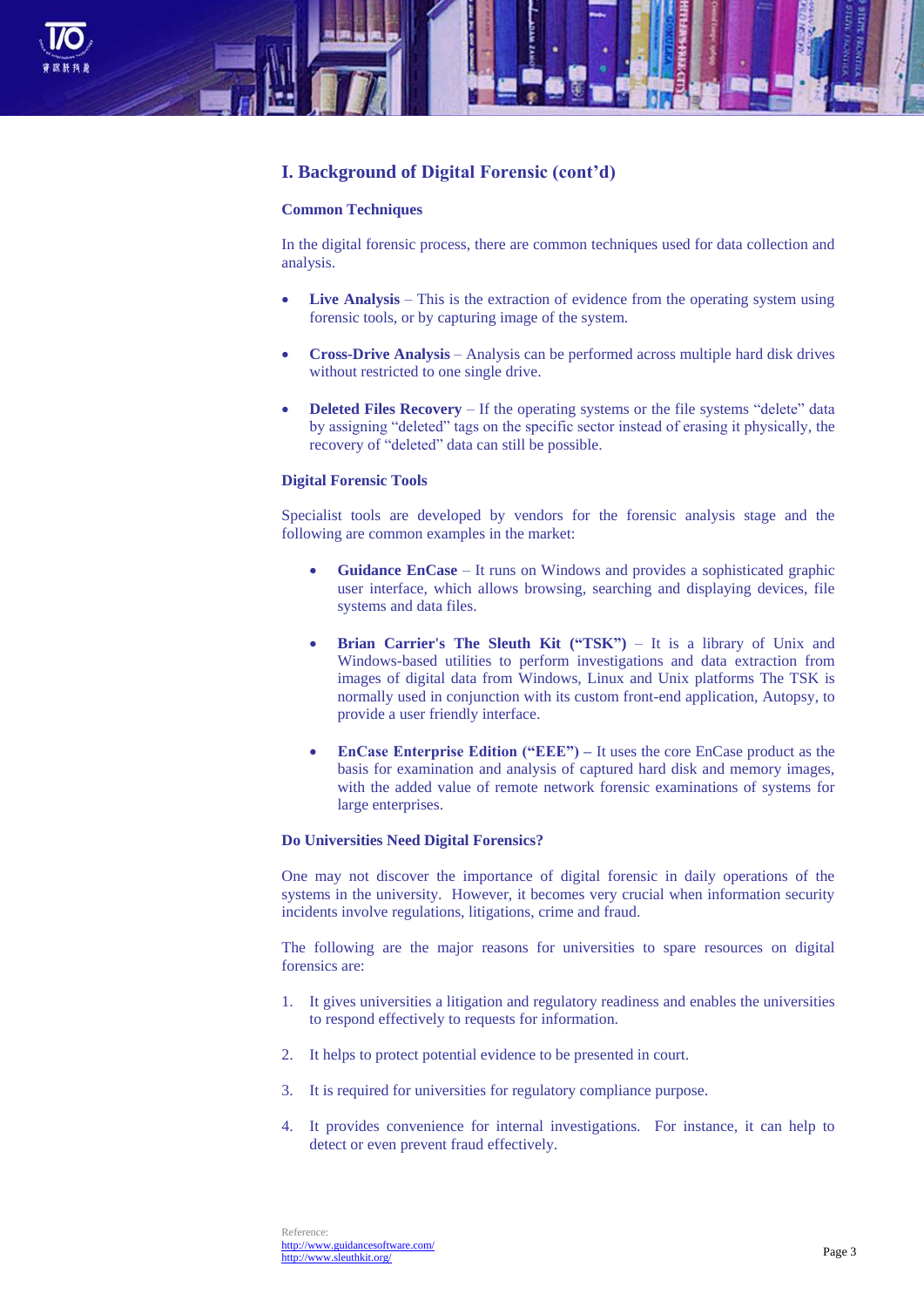## I. Background of Digital Forensic (cont'd)

### Common Techniques

In the digital forensic process, there are common techniques used for data collection and analysis.

- **Live Analysis** – This is the extraction of evidence from the operating system using forensic tools, or by capturing image of the system.
- **Cross-Drive Analysis** – Analysis can be performed across multiple hard disk drives without restricted to one single drive.
- **Deleted Files Recovery** – If the operating systems or the file systems "delete" data by assigning "deleted" tags on the specific sector instead of erasing it physically, the recovery of "deleted" data can still be possible.

### Digital Forensic Tools

Specialist tools are developed by vendors for the forensic analysis stage and the following are common examples in the market:

- **Guidance EnCase** – It runs on Windows and provides a sophisticated graphic user interface, which allows browsing, searching and displaying devices, file systems and data files.
- **Brian Carrier's The Sleuth Kit ("TSK")** – It is a library of Unix and Windows-based utilities to perform investigations and data extraction from images of digital data from Windows, Linux and Unix platforms The TSK is normally used in conjunction with its custom front-end application, Autopsy, to provide a user friendly interface.
- **EnCase Enterprise Edition ("EEE") –** It uses the core EnCase product as the basis for examination and analysis of captured hard disk and memory images, with the added value of remote network forensic examinations of systems for large enterprises.

### Do Universities Need Digital Forensics?

One may not discover the importance of digital forensic in daily operations of the systems in the university. However, it becomes very crucial when information security incidents involve regulations, litigations, crime and fraud.

The following are the major reasons for universities to spare resources on digital forensics are:

1. It gives universities a litigation and regulatory readiness and enables the universities to respond effectively to requests for information.
2. It helps to protect potential evidence to be presented in court.
3. It is required for universities for regulatory compliance purpose.
4. It provides convenience for internal investigations. For instance, it can help to detect or even prevent fraud effectively.

Reference:
http://www.guidancesoftware.com/
http://www.sleuthkit.org/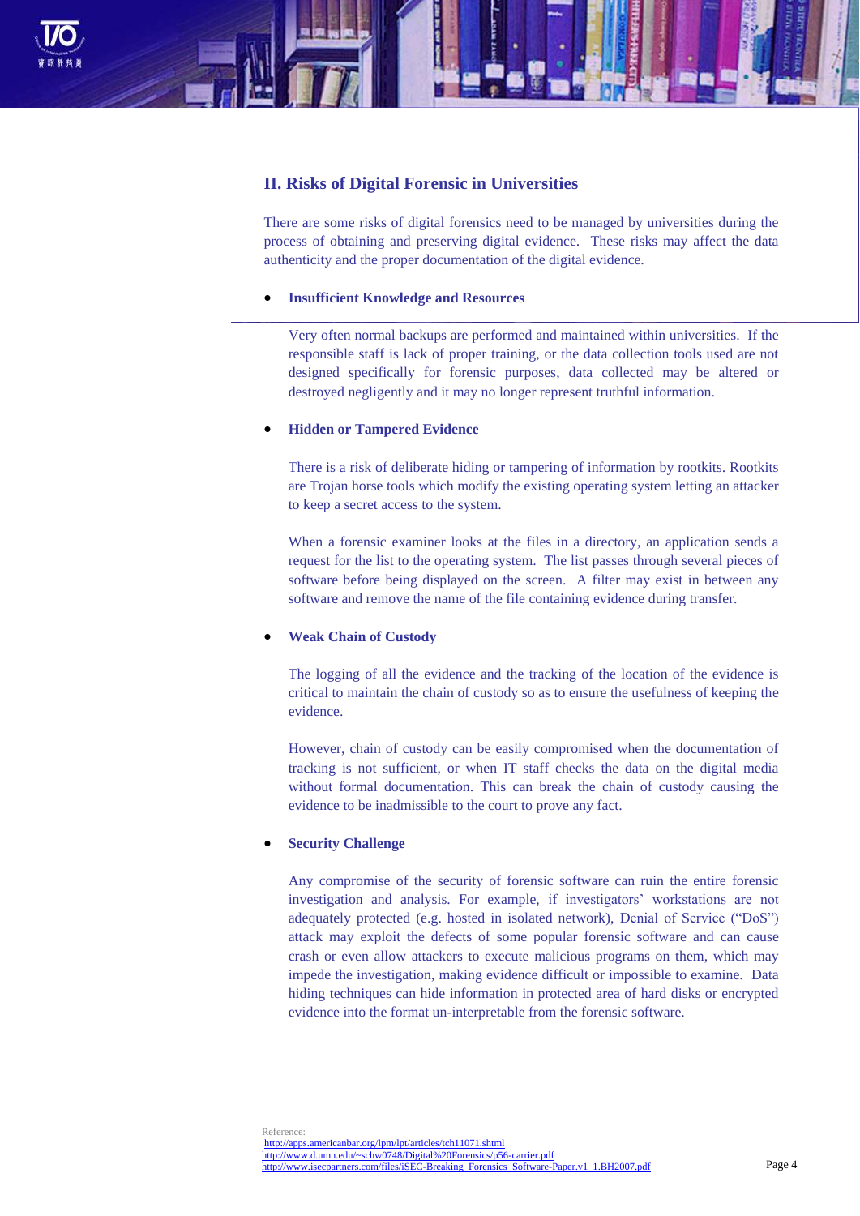## II. Risks of Digital Forensic in Universities

There are some risks of digital forensics need to be managed by universities during the process of obtaining and preserving digital evidence. These risks may affect the data authenticity and the proper documentation of the digital evidence.

- **Insufficient Knowledge and Resources**

  Very often normal backups are performed and maintained within universities. If the responsible staff is lack of proper training, or the data collection tools used are not designed specifically for forensic purposes, data collected may be altered or destroyed negligently and it may no longer represent truthful information.

- **Hidden or Tampered Evidence**

  There is a risk of deliberate hiding or tampering of information by rootkits. Rootkits are Trojan horse tools which modify the existing operating system letting an attacker to keep a secret access to the system.

  When a forensic examiner looks at the files in a directory, an application sends a request for the list to the operating system. The list passes through several pieces of software before being displayed on the screen. A filter may exist in between any software and remove the name of the file containing evidence during transfer.

- **Weak Chain of Custody**

  The logging of all the evidence and the tracking of the location of the evidence is critical to maintain the chain of custody so as to ensure the usefulness of keeping the evidence.

  However, chain of custody can be easily compromised when the documentation of tracking is not sufficient, or when IT staff checks the data on the digital media without formal documentation. This can break the chain of custody causing the evidence to be inadmissible to the court to prove any fact.

- **Security Challenge**

  Any compromise of the security of forensic software can ruin the entire forensic investigation and analysis. For example, if investigators' workstations are not adequately protected (e.g. hosted in isolated network), Denial of Service ("DoS") attack may exploit the defects of some popular forensic software and can cause crash or even allow attackers to execute malicious programs on them, which may impede the investigation, making evidence difficult or impossible to examine. Data hiding techniques can hide information in protected area of hard disks or encrypted evidence into the format un-interpretable from the forensic software.

Reference:
http://apps.americanbar.org/lpm/lpt/articles/tch11071.shtml
http://www.d.umn.edu/~schw0748/Digital%20Forensics/p56-carrier.pdf
http://www.isecpartners.com/files/iSEC-Breaking_Forensics_Software-Paper.v1_1.BH2007.pdf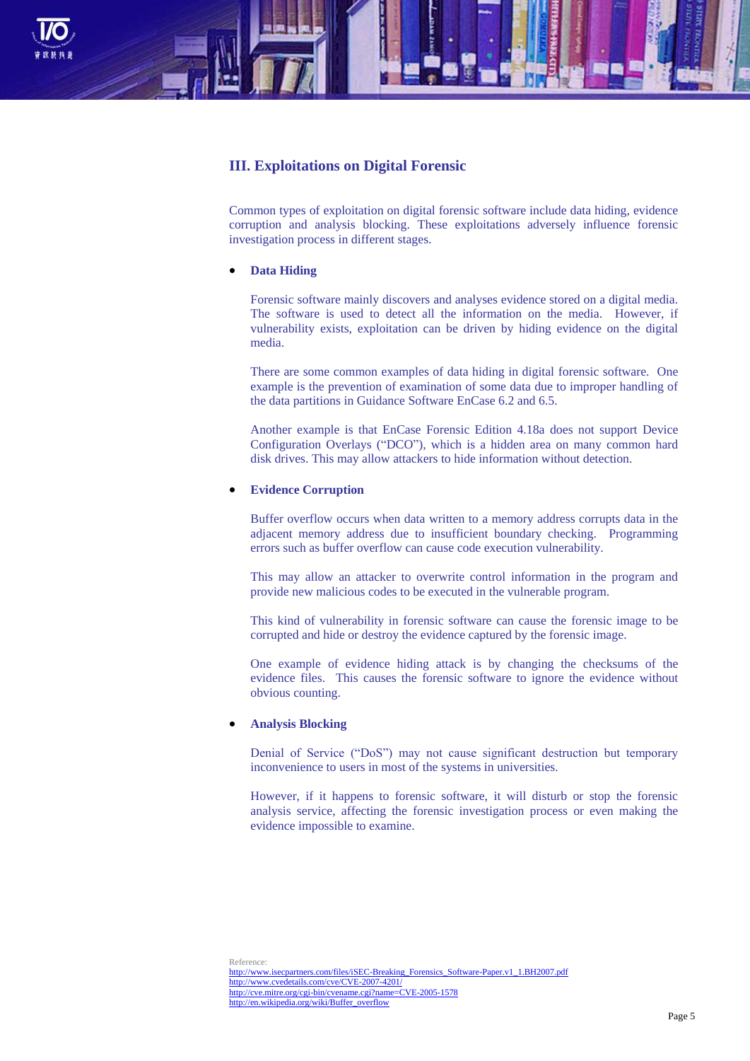## III. Exploitations on Digital Forensic

Common types of exploitation on digital forensic software include data hiding, evidence corruption and analysis blocking. These exploitations adversely influence forensic investigation process in different stages.

- **Data Hiding**

  Forensic software mainly discovers and analyses evidence stored on a digital media. The software is used to detect all the information on the media. However, if vulnerability exists, exploitation can be driven by hiding evidence on the digital media.

  There are some common examples of data hiding in digital forensic software. One example is the prevention of examination of some data due to improper handling of the data partitions in Guidance Software EnCase 6.2 and 6.5.

  Another example is that EnCase Forensic Edition 4.18a does not support Device Configuration Overlays ("DCO"), which is a hidden area on many common hard disk drives. This may allow attackers to hide information without detection.

- **Evidence Corruption**

  Buffer overflow occurs when data written to a memory address corrupts data in the adjacent memory address due to insufficient boundary checking. Programming errors such as buffer overflow can cause code execution vulnerability.

  This may allow an attacker to overwrite control information in the program and provide new malicious codes to be executed in the vulnerable program.

  This kind of vulnerability in forensic software can cause the forensic image to be corrupted and hide or destroy the evidence captured by the forensic image.

  One example of evidence hiding attack is by changing the checksums of the evidence files. This causes the forensic software to ignore the evidence without obvious counting.

- **Analysis Blocking**

  Denial of Service ("DoS") may not cause significant destruction but temporary inconvenience to users in most of the systems in universities.

  However, if it happens to forensic software, it will disturb or stop the forensic analysis service, affecting the forensic investigation process or even making the evidence impossible to examine.

Reference:
http://www.isecpartners.com/files/iSEC-Breaking_Forensics_Software-Paper.v1_1.BH2007.pdf
http://www.cvedetails.com/cve/CVE-2007-4201/
http://cve.mitre.org/cgi-bin/cvename.cgi?name=CVE-2005-1578
http://en.wikipedia.org/wiki/Buffer_overflow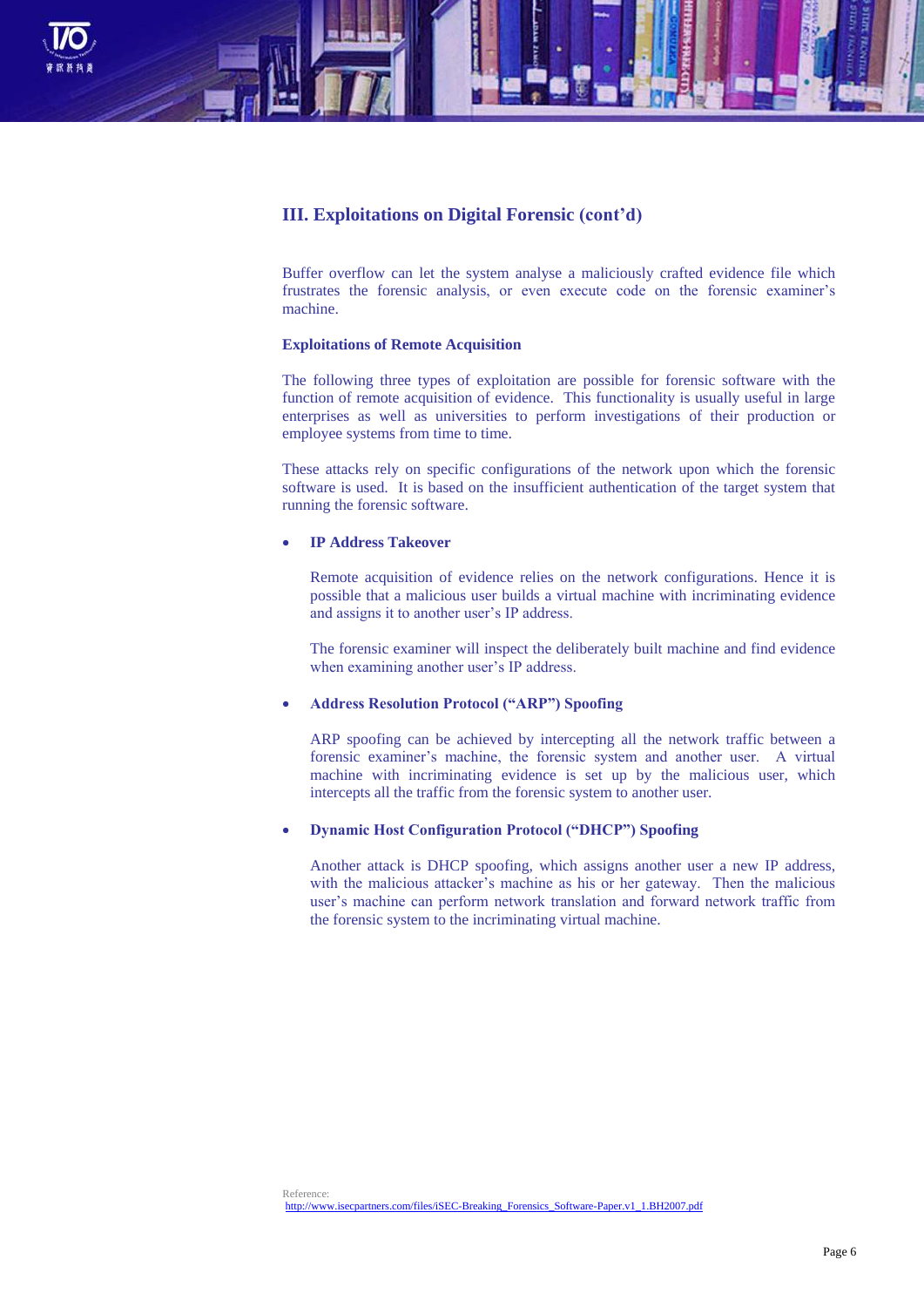## III. Exploitations on Digital Forensic (cont'd)

Buffer overflow can let the system analyse a maliciously crafted evidence file which frustrates the forensic analysis, or even execute code on the forensic examiner's machine.

**Exploitations of Remote Acquisition**

The following three types of exploitation are possible for forensic software with the function of remote acquisition of evidence. This functionality is usually useful in large enterprises as well as universities to perform investigations of their production or employee systems from time to time.

These attacks rely on specific configurations of the network upon which the forensic software is used. It is based on the insufficient authentication of the target system that running the forensic software.

- **IP Address Takeover**

  Remote acquisition of evidence relies on the network configurations. Hence it is possible that a malicious user builds a virtual machine with incriminating evidence and assigns it to another user's IP address.

  The forensic examiner will inspect the deliberately built machine and find evidence when examining another user's IP address.

- **Address Resolution Protocol ("ARP") Spoofing**

  ARP spoofing can be achieved by intercepting all the network traffic between a forensic examiner's machine, the forensic system and another user. A virtual machine with incriminating evidence is set up by the malicious user, which intercepts all the traffic from the forensic system to another user.

- **Dynamic Host Configuration Protocol ("DHCP") Spoofing**

  Another attack is DHCP spoofing, which assigns another user a new IP address, with the malicious attacker's machine as his or her gateway. Then the malicious user's machine can perform network translation and forward network traffic from the forensic system to the incriminating virtual machine.

Reference:
http://www.isecpartners.com/files/iSEC-Breaking_Forensics_Software-Paper.v1_1.BH2007.pdf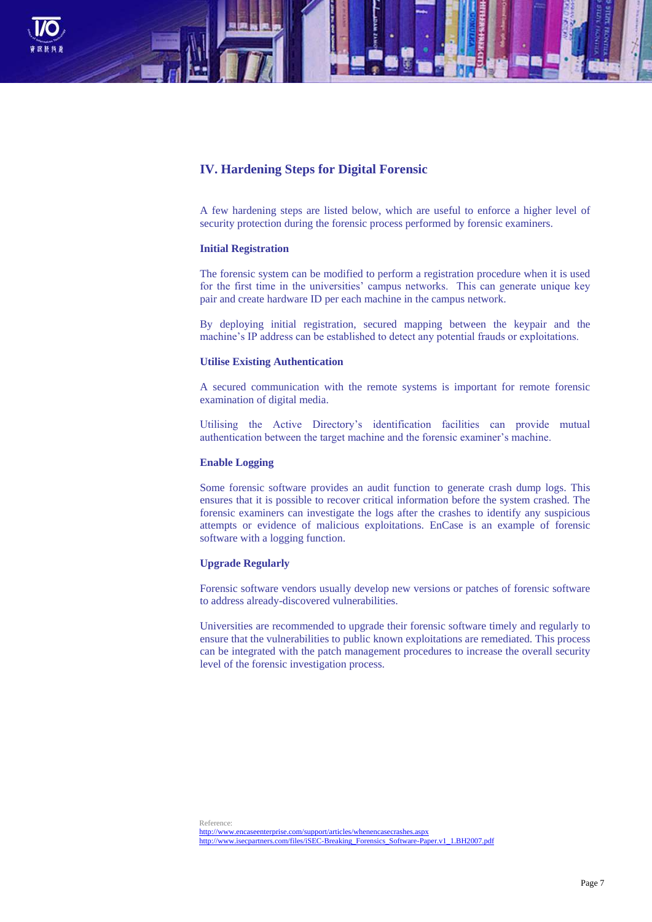## IV. Hardening Steps for Digital Forensic

A few hardening steps are listed below, which are useful to enforce a higher level of security protection during the forensic process performed by forensic examiners.

### Initial Registration

The forensic system can be modified to perform a registration procedure when it is used for the first time in the universities' campus networks. This can generate unique key pair and create hardware ID per each machine in the campus network.

By deploying initial registration, secured mapping between the keypair and the machine's IP address can be established to detect any potential frauds or exploitations.

### Utilise Existing Authentication

A secured communication with the remote systems is important for remote forensic examination of digital media.

Utilising the Active Directory's identification facilities can provide mutual authentication between the target machine and the forensic examiner's machine.

### Enable Logging

Some forensic software provides an audit function to generate crash dump logs. This ensures that it is possible to recover critical information before the system crashed. The forensic examiners can investigate the logs after the crashes to identify any suspicious attempts or evidence of malicious exploitations. EnCase is an example of forensic software with a logging function.

### Upgrade Regularly

Forensic software vendors usually develop new versions or patches of forensic software to address already-discovered vulnerabilities.

Universities are recommended to upgrade their forensic software timely and regularly to ensure that the vulnerabilities to public known exploitations are remediated. This process can be integrated with the patch management procedures to increase the overall security level of the forensic investigation process.

Reference:
http://www.encaseenterprise.com/support/articles/whenencasecrashes.aspx
http://www.isecpartners.com/files/iSEC-Breaking_Forensics_Software-Paper.v1_1.BH2007.pdf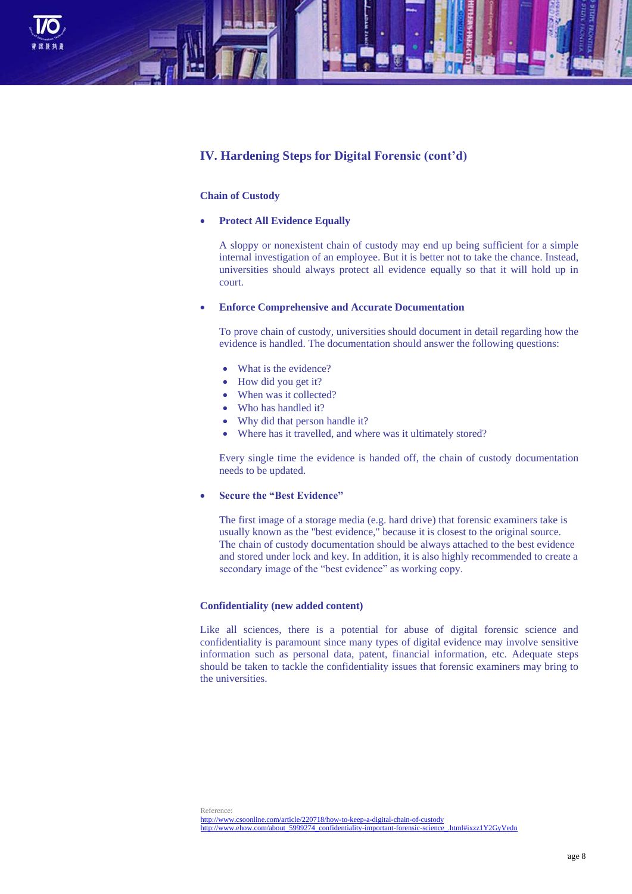## IV. Hardening Steps for Digital Forensic (cont'd)

### Chain of Custody

- **Protect All Evidence Equally**

  A sloppy or nonexistent chain of custody may end up being sufficient for a simple internal investigation of an employee. But it is better not to take the chance. Instead, universities should always protect all evidence equally so that it will hold up in court.

- **Enforce Comprehensive and Accurate Documentation**

  To prove chain of custody, universities should document in detail regarding how the evidence is handled. The documentation should answer the following questions:

  - What is the evidence?
  - How did you get it?
  - When was it collected?
  - Who has handled it?
  - Why did that person handle it?
  - Where has it travelled, and where was it ultimately stored?

  Every single time the evidence is handed off, the chain of custody documentation needs to be updated.

- **Secure the "Best Evidence"**

  The first image of a storage media (e.g. hard drive) that forensic examiners take is usually known as the "best evidence," because it is closest to the original source. The chain of custody documentation should be always attached to the best evidence and stored under lock and key. In addition, it is also highly recommended to create a secondary image of the "best evidence" as working copy.

### Confidentiality (new added content)

Like all sciences, there is a potential for abuse of digital forensic science and confidentiality is paramount since many types of digital evidence may involve sensitive information such as personal data, patent, financial information, etc. Adequate steps should be taken to tackle the confidentiality issues that forensic examiners may bring to the universities.

Reference:
http://www.csoonline.com/article/220718/how-to-keep-a-digital-chain-of-custody
http://www.ehow.com/about_5999274_confidentiality-important-forensic-science_.html#ixzz1Y2GyVedn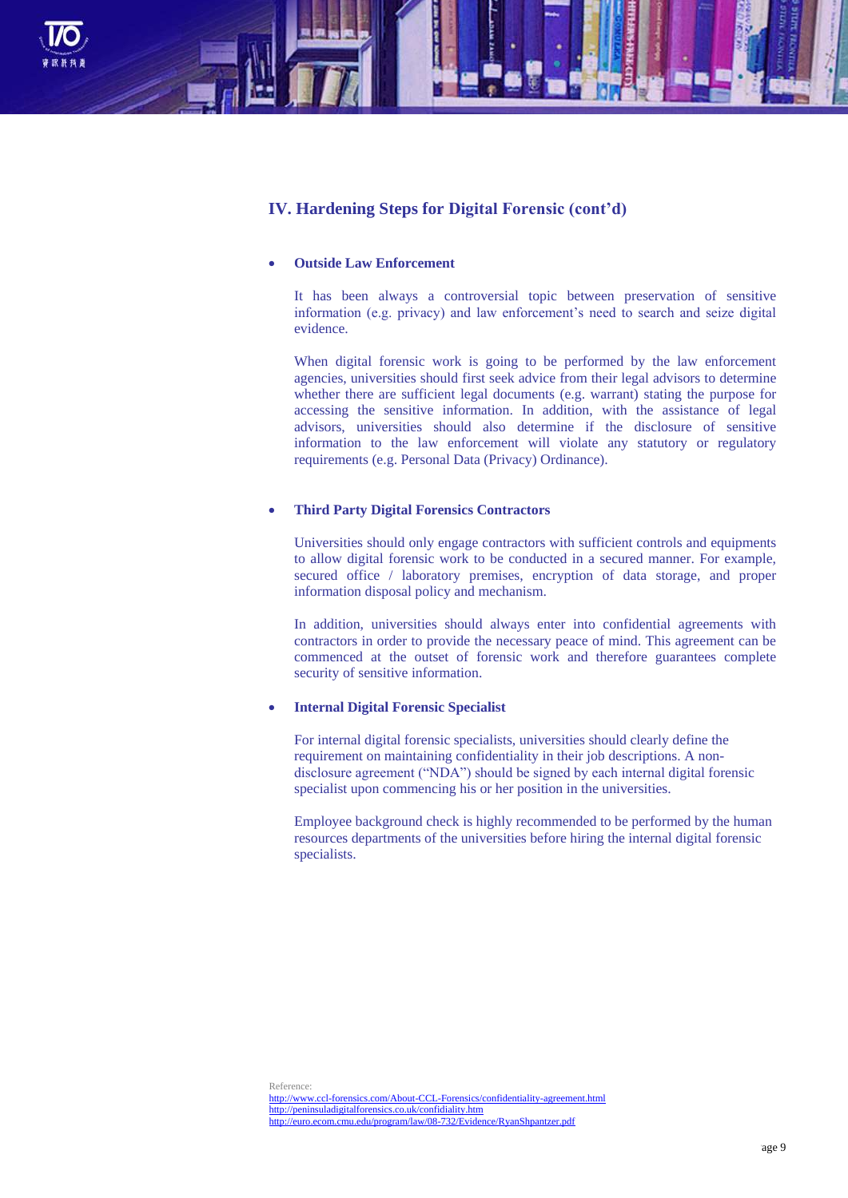## IV. Hardening Steps for Digital Forensic (cont'd)

- **Outside Law Enforcement**

  It has been always a controversial topic between preservation of sensitive information (e.g. privacy) and law enforcement's need to search and seize digital evidence.

  When digital forensic work is going to be performed by the law enforcement agencies, universities should first seek advice from their legal advisors to determine whether there are sufficient legal documents (e.g. warrant) stating the purpose for accessing the sensitive information. In addition, with the assistance of legal advisors, universities should also determine if the disclosure of sensitive information to the law enforcement will violate any statutory or regulatory requirements (e.g. Personal Data (Privacy) Ordinance).

- **Third Party Digital Forensics Contractors**

  Universities should only engage contractors with sufficient controls and equipments to allow digital forensic work to be conducted in a secured manner. For example, secured office / laboratory premises, encryption of data storage, and proper information disposal policy and mechanism.

  In addition, universities should always enter into confidential agreements with contractors in order to provide the necessary peace of mind. This agreement can be commenced at the outset of forensic work and therefore guarantees complete security of sensitive information.

- **Internal Digital Forensic Specialist**

  For internal digital forensic specialists, universities should clearly define the requirement on maintaining confidentiality in their job descriptions. A non-disclosure agreement ("NDA") should be signed by each internal digital forensic specialist upon commencing his or her position in the universities.

  Employee background check is highly recommended to be performed by the human resources departments of the universities before hiring the internal digital forensic specialists.

Reference:
http://www.ccl-forensics.com/About-CCL-Forensics/confidentiality-agreement.html
http://peninsuladigitalforensics.co.uk/confidiality.htm
http://euro.ecom.cmu.edu/program/law/08-732/Evidence/RyanShpantzer.pdf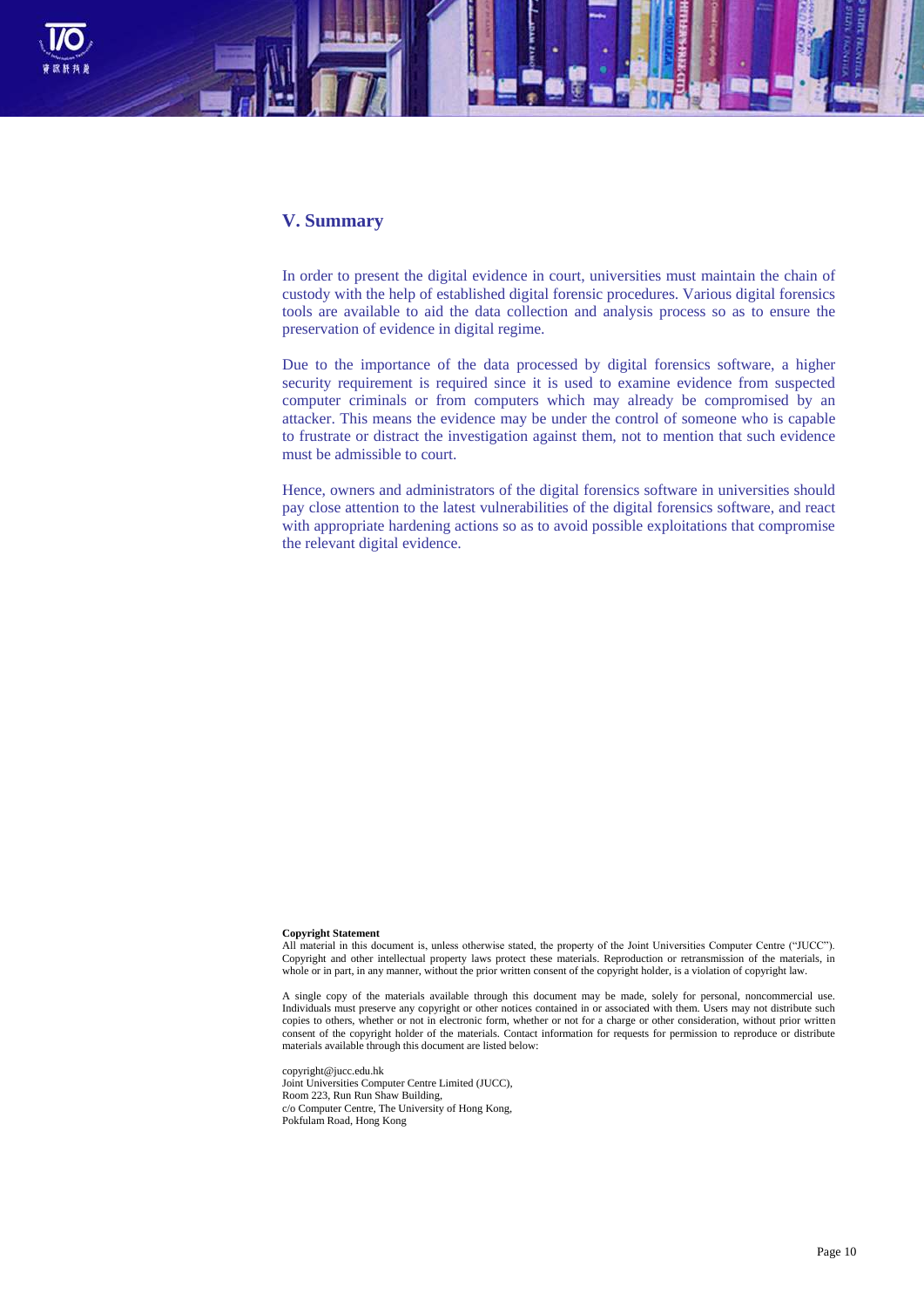## V. Summary

In order to present the digital evidence in court, universities must maintain the chain of custody with the help of established digital forensic procedures. Various digital forensics tools are available to aid the data collection and analysis process so as to ensure the preservation of evidence in digital regime.

Due to the importance of the data processed by digital forensics software, a higher security requirement is required since it is used to examine evidence from suspected computer criminals or from computers which may already be compromised by an attacker. This means the evidence may be under the control of someone who is capable to frustrate or distract the investigation against them, not to mention that such evidence must be admissible to court.

Hence, owners and administrators of the digital forensics software in universities should pay close attention to the latest vulnerabilities of the digital forensics software, and react with appropriate hardening actions so as to avoid possible exploitations that compromise the relevant digital evidence.

**Copyright Statement**

All material in this document is, unless otherwise stated, the property of the Joint Universities Computer Centre ("JUCC"). Copyright and other intellectual property laws protect these materials. Reproduction or retransmission of the materials, in whole or in part, in any manner, without the prior written consent of the copyright holder, is a violation of copyright law.

A single copy of the materials available through this document may be made, solely for personal, noncommercial use. Individuals must preserve any copyright or other notices contained in or associated with them. Users may not distribute such copies to others, whether or not in electronic form, whether or not for a charge or other consideration, without prior written consent of the copyright holder of the materials. Contact information for requests for permission to reproduce or distribute materials available through this document are listed below:

copyright@jucc.edu.hk
Joint Universities Computer Centre Limited (JUCC),
Room 223, Run Run Shaw Building,
c/o Computer Centre, The University of Hong Kong,
Pokfulam Road, Hong Kong